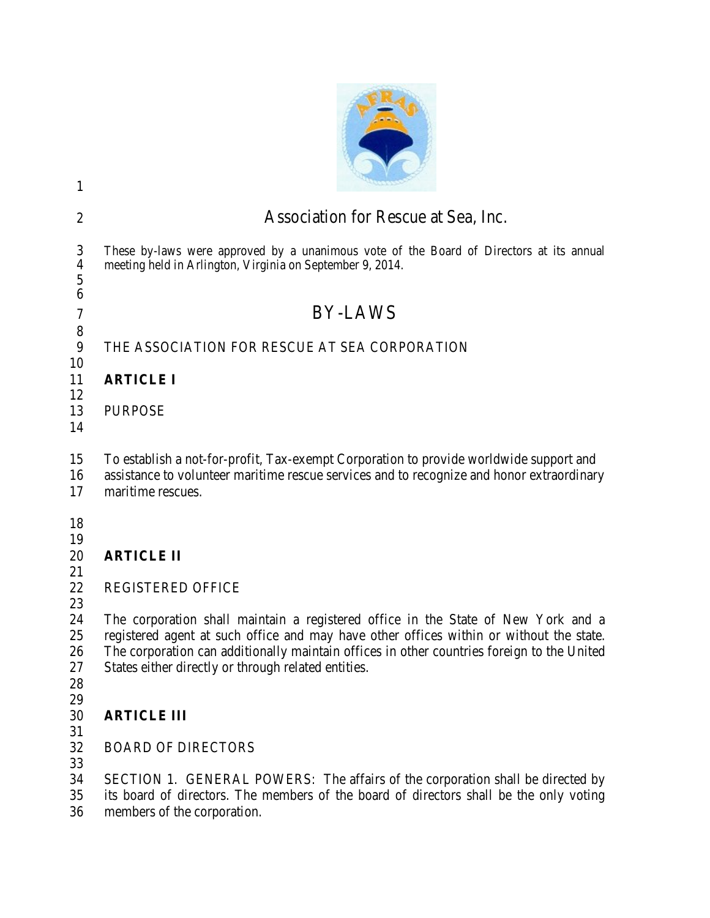# Association for Rescue at Sea, Inc.

*These by-laws were approved by a unanimous vote of the Board of Directors at its annual meeting held in Arlington, Virginia on September 9, 2014.*

# BY-LAWS

THE ASSOCIATION FOR RESCUE AT SEA CORPORATION

## ARTICLE I

PURPOSE

To establish a not-for-profit, Tax-exempt Corporation to provide worldwide support and assistance to volunteer maritime rescue services and to recognize and honor extraordinary maritime rescues.

## ARTICLE II

REGISTERED OFFICE

The corporation shall maintain a registered office in the State of New York and a registered agent at such office and may have other offices within or without the state. The corporation can additionally maintain offices in other countries foreign to the United States either directly or through related entities.

## ARTICLE III

BOARD OF DIRECTORS

SECTION 1. GENERAL POWERS: The affairs of the corporation shall be directed by its board of directors. The members of the board of directors shall be the only voting members of the corporation.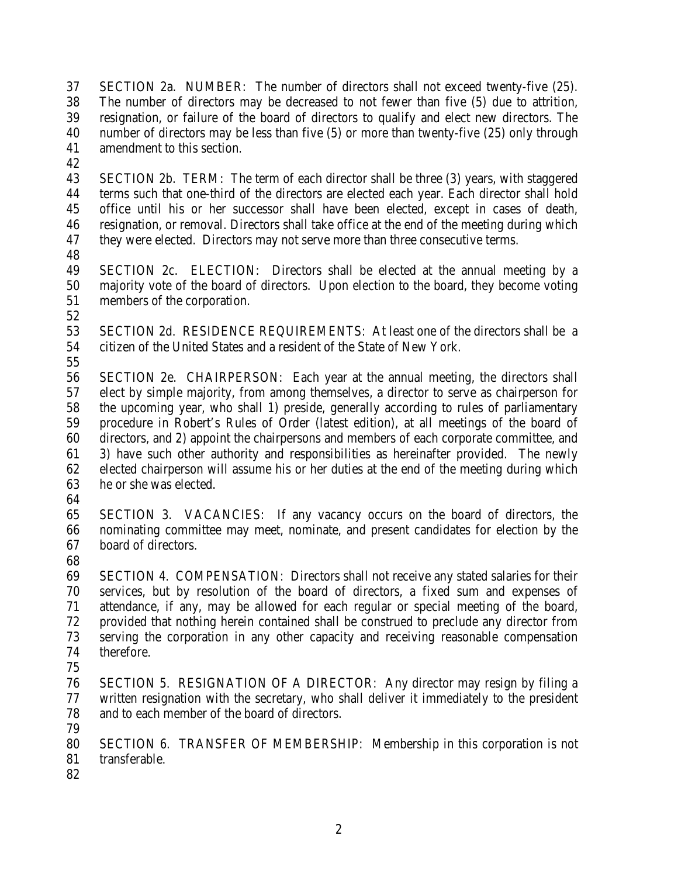SECTION 2a. NUMBER: The number of directors shall not exceed twenty-five (25). The number of directors may be decreased to not fewer than five (5) due to attrition, resignation, or failure of the board of directors to qualify and elect new directors. The number of directors may be less than five (5) or more than twenty-five (25) only through amendment to this section.

SECTION 2b. TERM: The term of each director shall be three (3) years, with staggered terms such that one-third of the directors are elected each year. Each director shall hold office until his or her successor shall have been elected, except in cases of death, resignation, or removal. Directors shall take office at the end of the meeting during which they were elected. Directors may not serve more than three consecutive terms.

SECTION 2c. ELECTION: Directors shall be elected at the annual meeting by a majority vote of the board of directors. Upon election to the board, they become voting members of the corporation.

SECTION 2d. RESIDENCE REQUIREMENTS: At least one of the directors shall be a citizen of the United States and a resident of the State of New York.

SECTION 2e. CHAIRPERSON: Each year at the annual meeting, the directors shall elect by simple majority, from among themselves, a director to serve as chairperson for the upcoming year, who shall 1) preside, generally according to rules of parliamentary procedure in Robert's Rules of Order (latest edition), at all meetings of the board of directors, and 2) appoint the chairpersons and members of each corporate committee, and 3) have such other authority and responsibilities as hereinafter provided. The newly elected chairperson will assume his or her duties at the end of the meeting during which he or she was elected.

SECTION 3. VACANCIES: If any vacancy occurs on the board of directors, the nominating committee may meet, nominate, and present candidates for election by the board of directors.

SECTION 4. COMPENSATION: Directors shall not receive any stated salaries for their services, but by resolution of the board of directors, a fixed sum and expenses of attendance, if any, may be allowed for each regular or special meeting of the board, provided that nothing herein contained shall be construed to preclude any director from serving the corporation in any other capacity and receiving reasonable compensation therefore.

SECTION 5. RESIGNATION OF A DIRECTOR: Any director may resign by filing a written resignation with the secretary, who shall deliver it immediately to the president and to each member of the board of directors.

SECTION 6. TRANSFER OF MEMBERSHIP: Membership in this corporation is not transferable.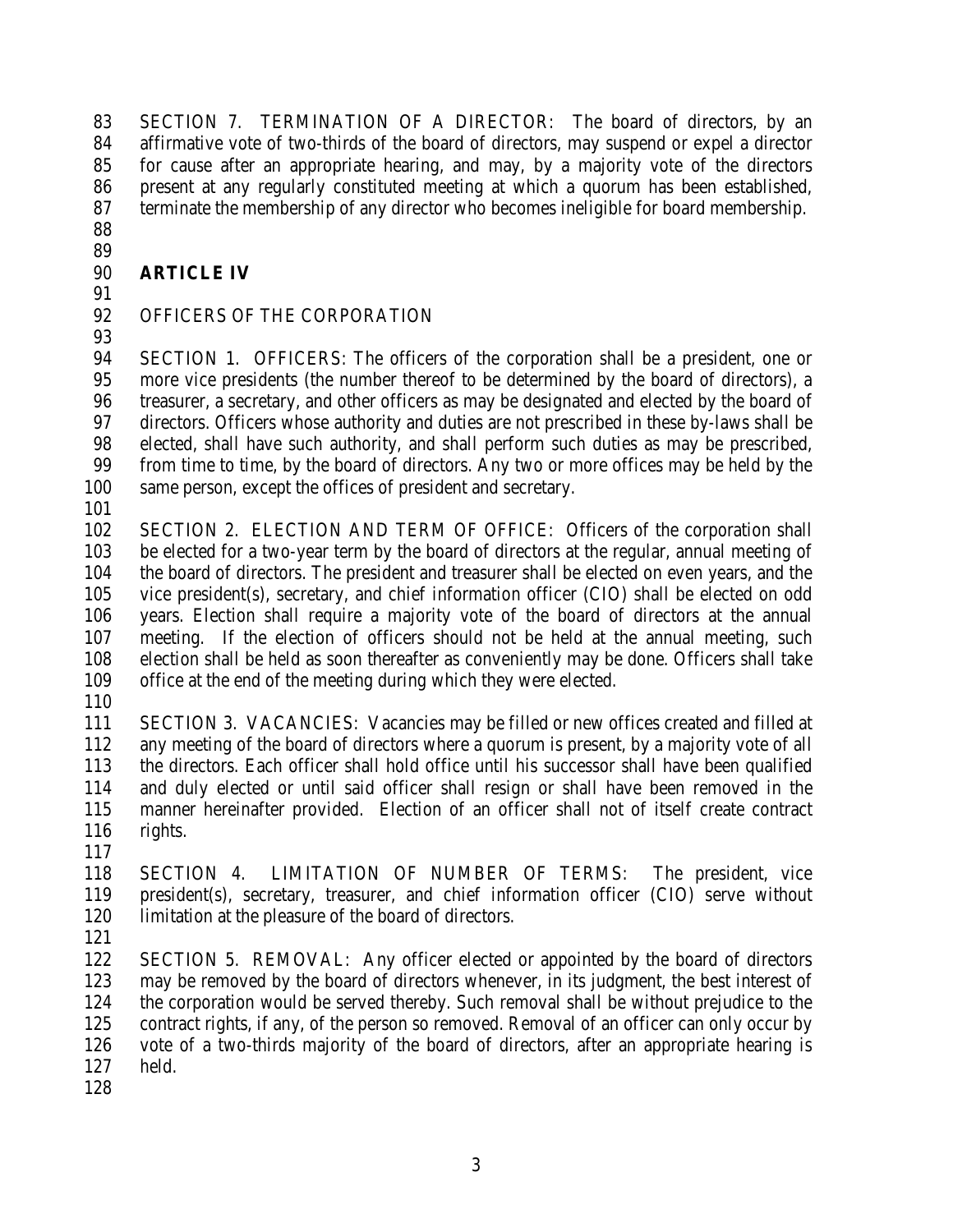SECTION 7. TERMINATION OF A DIRECTOR: The board of directors, by an affirmative vote of two-thirds of the board of directors, may suspend or expel a director for cause after an appropriate hearing, and may, by a majority vote of the directors present at any regularly constituted meeting at which a quorum has been established, terminate the membership of any director who becomes ineligible for board membership.

## ARTICLE IV

OFFICERS OF THE CORPORATION

SECTION 1. OFFICERS: The officers of the corporation shall be a president, one or more vice presidents (the number thereof to be determined by the board of directors), a treasurer, a secretary, and other officers as may be designated and elected by the board of directors. Officers whose authority and duties are not prescribed in these by-laws shall be elected, shall have such authority, and shall perform such duties as may be prescribed, from time to time, by the board of directors. Any two or more offices may be held by the same person, except the offices of president and secretary.

SECTION 2. ELECTION AND TERM OF OFFICE: Officers of the corporation shall be elected for a two-year term by the board of directors at the regular, annual meeting of the board of directors. The president and treasurer shall be elected on even years, and the vice president(s), secretary, and chief information officer (CIO) shall be elected on odd years. Election shall require a majority vote of the board of directors at the annual meeting. If the election of officers should not be held at the annual meeting, such election shall be held as soon thereafter as conveniently may be done. Officers shall take office at the end of the meeting during which they were elected.

SECTION 3. VACANCIES: Vacancies may be filled or new offices created and filled at any meeting of the board of directors where a quorum is present, by a majority vote of all the directors. Each officer shall hold office until his successor shall have been qualified and duly elected or until said officer shall resign or shall have been removed in the manner hereinafter provided. Election of an officer shall not of itself create contract rights.

SECTION 4. LIMITATION OF NUMBER OF TERMS: The president, vice president(s), secretary, treasurer, and chief information officer (CIO) serve without limitation at the pleasure of the board of directors.

SECTION 5. REMOVAL: Any officer elected or appointed by the board of directors may be removed by the board of directors whenever, in its judgment, the best interest of the corporation would be served thereby. Such removal shall be without prejudice to the contract rights, if any, of the person so removed. Removal of an officer can only occur by vote of a two-thirds majority of the board of directors, after an appropriate hearing is held.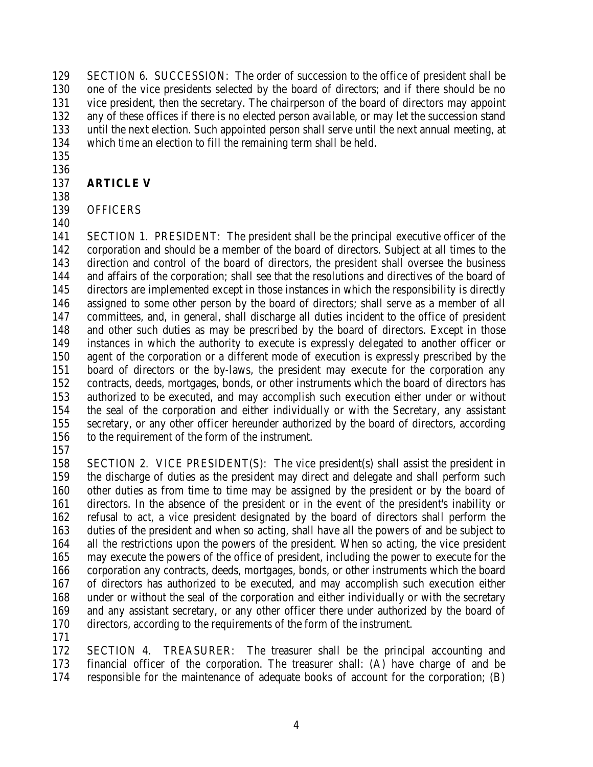SECTION 6. SUCCESSION: The order of succession to the office of president shall be one of the vice presidents selected by the board of directors; and if there should be no vice president, then the secretary. The chairperson of the board of directors may appoint any of these offices if there is no elected person available, or may let the succession stand until the next election. Such appointed person shall serve until the next annual meeting, at which time an election to fill the remaining term shall be held.

## ARTICLE V

OFFICERS

SECTION 1. PRESIDENT: The president shall be the principal executive officer of the corporation and should be a member of the board of directors. Subject at all times to the direction and control of the board of directors, the president shall oversee the business and affairs of the corporation; shall see that the resolutions and directives of the board of directors are implemented except in those instances in which the responsibility is directly assigned to some other person by the board of directors; shall serve as a member of all committees, and, in general, shall discharge all duties incident to the office of president and other such duties as may be prescribed by the board of directors. Except in those instances in which the authority to execute is expressly delegated to another officer or agent of the corporation or a different mode of execution is expressly prescribed by the board of directors or the by-laws, the president may execute for the corporation any contracts, deeds, mortgages, bonds, or other instruments which the board of directors has authorized to be executed, and may accomplish such execution either under or without the seal of the corporation and either individually or with the Secretary, any assistant secretary, or any other officer hereunder authorized by the board of directors, according to the requirement of the form of the instrument.

SECTION 2. VICE PRESIDENT(S): The vice president(s) shall assist the president in the discharge of duties as the president may direct and delegate and shall perform such other duties as from time to time may be assigned by the president or by the board of directors. In the absence of the president or in the event of the president's inability or refusal to act, a vice president designated by the board of directors shall perform the duties of the president and when so acting, shall have all the powers of and be subject to all the restrictions upon the powers of the president. When so acting, the vice president may execute the powers of the office of president, including the power to execute for the corporation any contracts, deeds, mortgages, bonds, or other instruments which the board of directors has authorized to be executed, and may accomplish such execution either under or without the seal of the corporation and either individually or with the secretary and any assistant secretary, or any other officer there under authorized by the board of directors, according to the requirements of the form of the instrument.

SECTION 4. TREASURER: The treasurer shall be the principal accounting and financial officer of the corporation. The treasurer shall: (A) have charge of and be responsible for the maintenance of adequate books of account for the corporation; (B)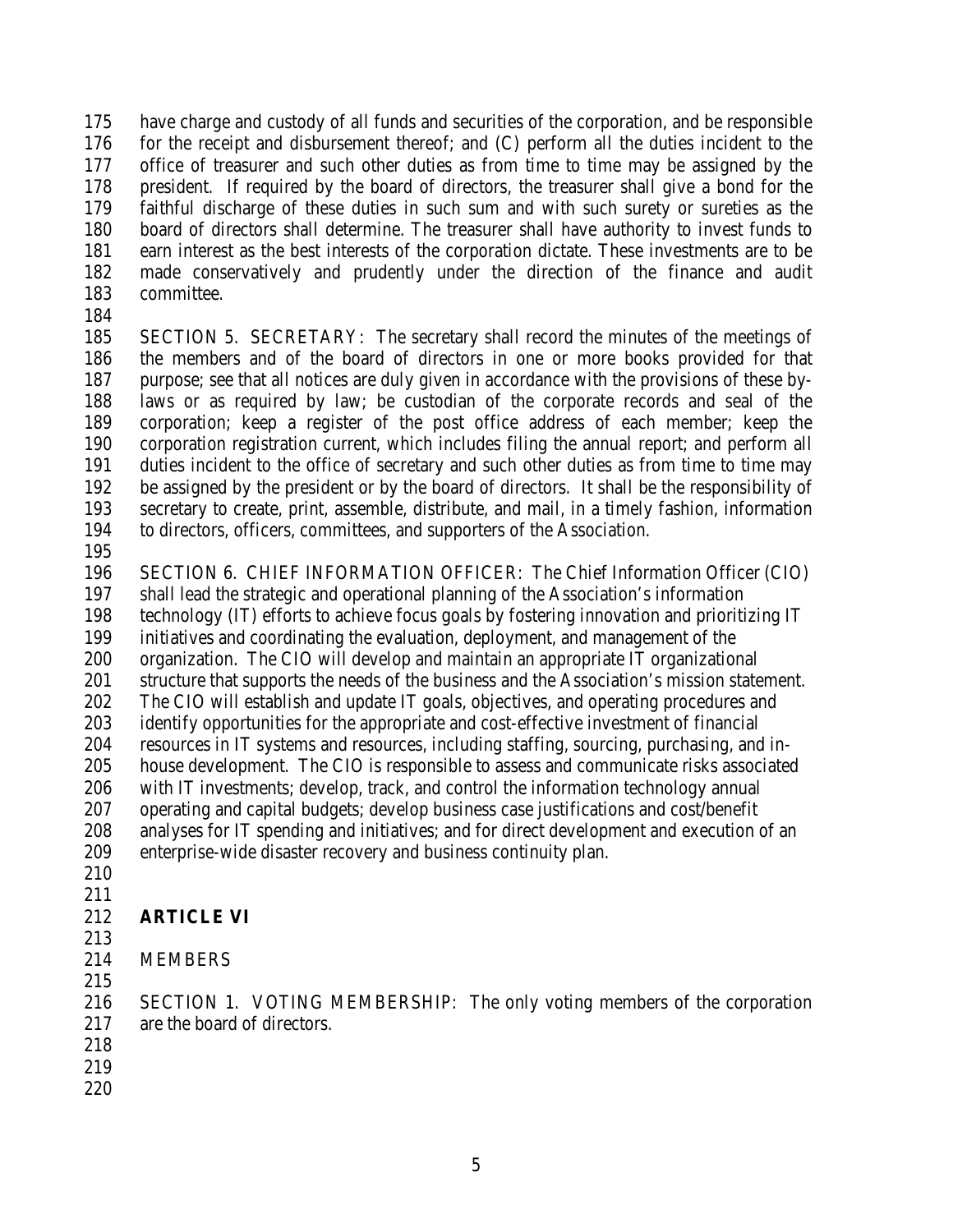have charge and custody of all funds and securities of the corporation, and be responsible for the receipt and disbursement thereof; and (C) perform all the duties incident to the office of treasurer and such other duties as from time to time may be assigned by the president. If required by the board of directors, the treasurer shall give a bond for the faithful discharge of these duties in such sum and with such surety or sureties as the board of directors shall determine. The treasurer shall have authority to invest funds to earn interest as the best interests of the corporation dictate. These investments are to be made conservatively and prudently under the direction of the finance and audit committee.

SECTION 5. SECRETARY: The secretary shall record the minutes of the meetings of the members and of the board of directors in one or more books provided for that purpose; see that all notices are duly given in accordance with the provisions of these by-laws or as required by law; be custodian of the corporate records and seal of the corporation; keep a register of the post office address of each member; keep the corporation registration current, which includes filing the annual report; and perform all duties incident to the office of secretary and such other duties as from time to time may be assigned by the president or by the board of directors. It shall be the responsibility of secretary to create, print, assemble, distribute, and mail, in a timely fashion, information to directors, officers, committees, and supporters of the Association.

SECTION 6. CHIEF INFORMATION OFFICER: The Chief Information Officer (CIO) shall lead the strategic and operational planning of the Association's information technology (IT) efforts to achieve focus goals by fostering innovation and prioritizing IT initiatives and coordinating the evaluation, deployment, and management of the organization. The CIO will develop and maintain an appropriate IT organizational structure that supports the needs of the business and the Association's mission statement. The CIO will establish and update IT goals, objectives, and operating procedures and identify opportunities for the appropriate and cost-effective investment of financial resources in IT systems and resources, including staffing, sourcing, purchasing, and in-house development. The CIO is responsible to assess and communicate risks associated with IT investments; develop, track, and control the information technology annual operating and capital budgets; develop business case justifications and cost/benefit analyses for IT spending and initiatives; and for direct development and execution of an enterprise-wide disaster recovery and business continuity plan.

## ARTICLE VI

MEMBERS

SECTION 1. VOTING MEMBERSHIP: The only voting members of the corporation are the board of directors.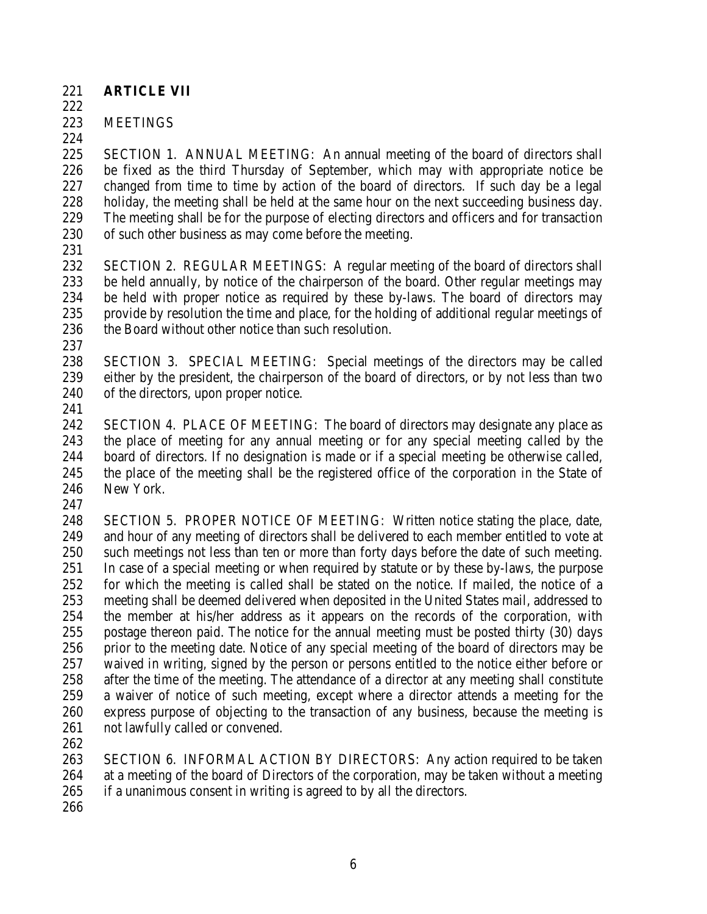## ARTICLE VII

MEETINGS

SECTION 1. ANNUAL MEETING: An annual meeting of the board of directors shall be fixed as the third Thursday of September, which may with appropriate notice be changed from time to time by action of the board of directors. If such day be a legal holiday, the meeting shall be held at the same hour on the next succeeding business day. The meeting shall be for the purpose of electing directors and officers and for transaction of such other business as may come before the meeting.

SECTION 2. REGULAR MEETINGS: A regular meeting of the board of directors shall be held annually, by notice of the chairperson of the board. Other regular meetings may be held with proper notice as required by these by-laws. The board of directors may provide by resolution the time and place, for the holding of additional regular meetings of the Board without other notice than such resolution.

SECTION 3. SPECIAL MEETING: Special meetings of the directors may be called either by the president, the chairperson of the board of directors, or by not less than two of the directors, upon proper notice.

SECTION 4. PLACE OF MEETING: The board of directors may designate any place as the place of meeting for any annual meeting or for any special meeting called by the board of directors. If no designation is made or if a special meeting be otherwise called, the place of the meeting shall be the registered office of the corporation in the State of New York.

SECTION 5. PROPER NOTICE OF MEETING: Written notice stating the place, date, and hour of any meeting of directors shall be delivered to each member entitled to vote at such meetings not less than ten or more than forty days before the date of such meeting. In case of a special meeting or when required by statute or by these by-laws, the purpose for which the meeting is called shall be stated on the notice. If mailed, the notice of a meeting shall be deemed delivered when deposited in the United States mail, addressed to the member at his/her address as it appears on the records of the corporation, with postage thereon paid. The notice for the annual meeting must be posted thirty (30) days prior to the meeting date. Notice of any special meeting of the board of directors may be waived in writing, signed by the person or persons entitled to the notice either before or after the time of the meeting. The attendance of a director at any meeting shall constitute a waiver of notice of such meeting, except where a director attends a meeting for the express purpose of objecting to the transaction of any business, because the meeting is not lawfully called or convened.

SECTION 6. INFORMAL ACTION BY DIRECTORS: Any action required to be taken at a meeting of the board of Directors of the corporation, may be taken without a meeting if a unanimous consent in writing is agreed to by all the directors.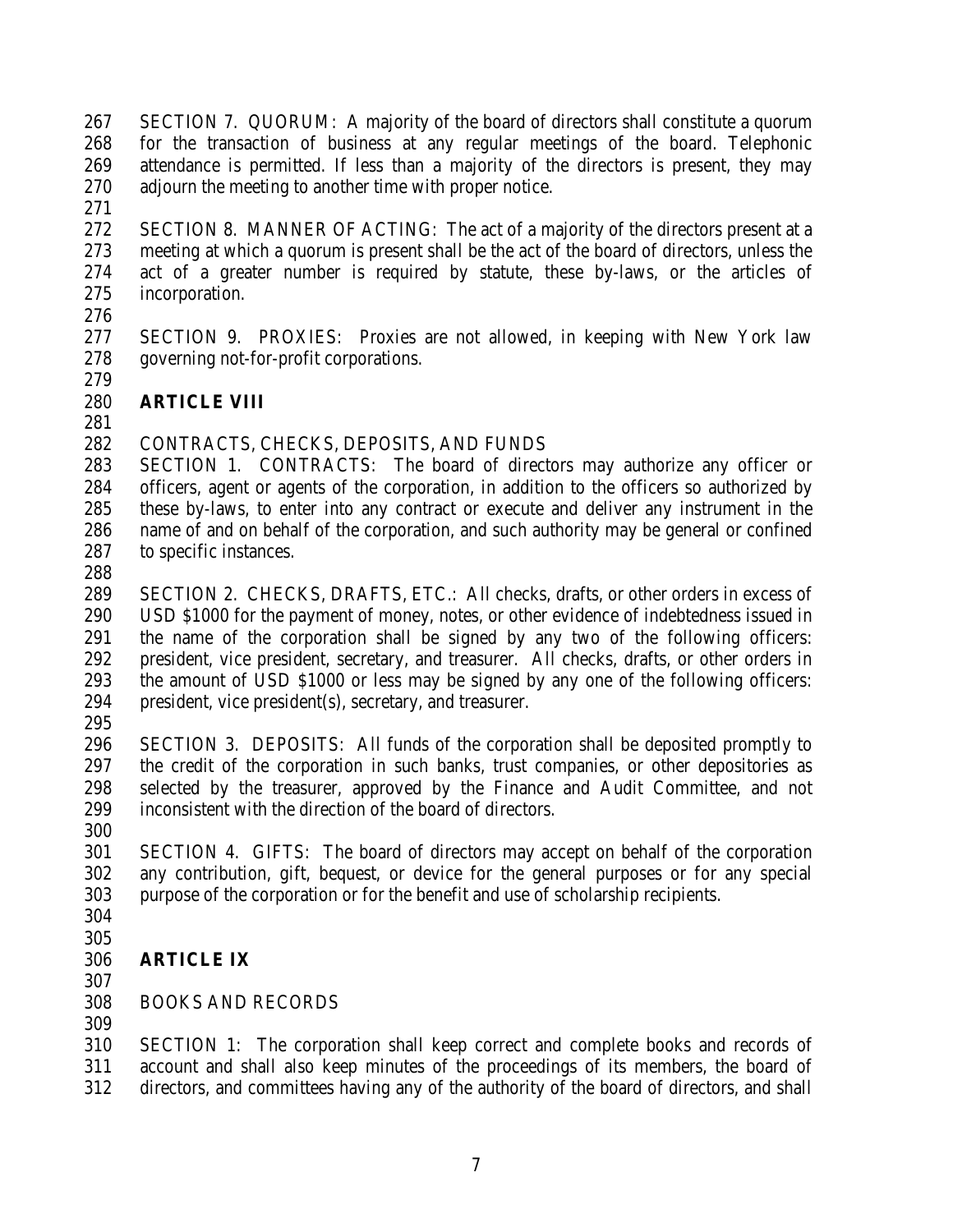SECTION 7. QUORUM: A majority of the board of directors shall constitute a quorum for the transaction of business at any regular meetings of the board. Telephonic attendance is permitted. If less than a majority of the directors is present, they may adjourn the meeting to another time with proper notice.

SECTION 8. MANNER OF ACTING: The act of a majority of the directors present at a meeting at which a quorum is present shall be the act of the board of directors, unless the act of a greater number is required by statute, these by-laws, or the articles of incorporation.

SECTION 9. PROXIES: Proxies are not allowed, in keeping with New York law governing not-for-profit corporations.

## ARTICLE VIII

CONTRACTS, CHECKS, DEPOSITS, AND FUNDS

SECTION 1. CONTRACTS: The board of directors may authorize any officer or officers, agent or agents of the corporation, in addition to the officers so authorized by these by-laws, to enter into any contract or execute and deliver any instrument in the name of and on behalf of the corporation, and such authority may be general or confined to specific instances.

SECTION 2. CHECKS, DRAFTS, ETC.: All checks, drafts, or other orders in excess of USD $1000 for the payment of money, notes, or other evidence of indebtedness issued in the name of the corporation shall be signed by any two of the following officers: president, vice president, secretary, and treasurer. All checks, drafts, or other orders in the amount of USD $1000 or less may be signed by any one of the following officers: president, vice president(s), secretary, and treasurer.

SECTION 3. DEPOSITS: All funds of the corporation shall be deposited promptly to the credit of the corporation in such banks, trust companies, or other depositories as selected by the treasurer, approved by the Finance and Audit Committee, and not inconsistent with the direction of the board of directors.

SECTION 4. GIFTS: The board of directors may accept on behalf of the corporation any contribution, gift, bequest, or device for the general purposes or for any special purpose of the corporation or for the benefit and use of scholarship recipients.

## ARTICLE IX

BOOKS AND RECORDS

SECTION 1: The corporation shall keep correct and complete books and records of account and shall also keep minutes of the proceedings of its members, the board of directors, and committees having any of the authority of the board of directors, and shall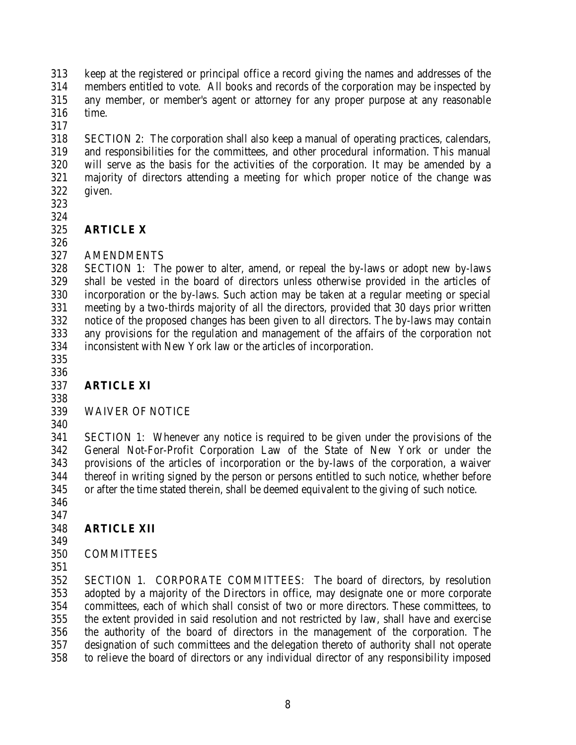keep at the registered or principal office a record giving the names and addresses of the members entitled to vote. All books and records of the corporation may be inspected by any member, or member's agent or attorney for any proper purpose at any reasonable time.

SECTION 2: The corporation shall also keep a manual of operating practices, calendars, and responsibilities for the committees, and other procedural information. This manual will serve as the basis for the activities of the corporation. It may be amended by a majority of directors attending a meeting for which proper notice of the change was given.

## ARTICLE X

AMENDMENTS

SECTION 1: The power to alter, amend, or repeal the by-laws or adopt new by-laws shall be vested in the board of directors unless otherwise provided in the articles of incorporation or the by-laws. Such action may be taken at a regular meeting or special meeting by a two-thirds majority of all the directors, provided that 30 days prior written notice of the proposed changes has been given to all directors. The by-laws may contain any provisions for the regulation and management of the affairs of the corporation not inconsistent with New York law or the articles of incorporation.

## ARTICLE XI

WAIVER OF NOTICE

SECTION 1: Whenever any notice is required to be given under the provisions of the General Not-For-Profit Corporation Law of the State of New York or under the provisions of the articles of incorporation or the by-laws of the corporation, a waiver thereof in writing signed by the person or persons entitled to such notice, whether before or after the time stated therein, shall be deemed equivalent to the giving of such notice.

## ARTICLE XII

COMMITTEES

SECTION 1. CORPORATE COMMITTEES: The board of directors, by resolution adopted by a majority of the Directors in office, may designate one or more corporate committees, each of which shall consist of two or more directors. These committees, to the extent provided in said resolution and not restricted by law, shall have and exercise the authority of the board of directors in the management of the corporation. The designation of such committees and the delegation thereto of authority shall not operate to relieve the board of directors or any individual director of any responsibility imposed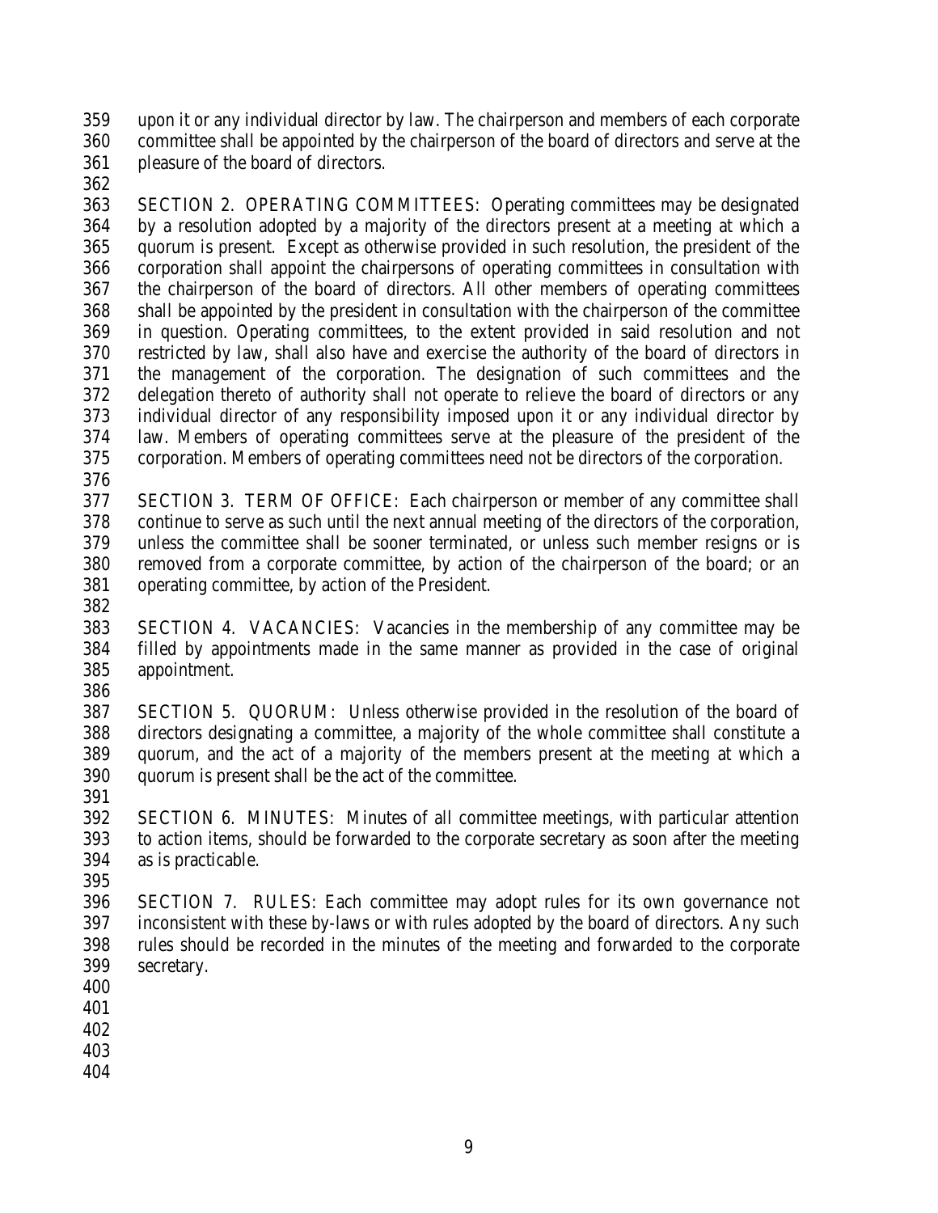upon it or any individual director by law. The chairperson and members of each corporate committee shall be appointed by the chairperson of the board of directors and serve at the pleasure of the board of directors.

SECTION 2. OPERATING COMMITTEES: Operating committees may be designated by a resolution adopted by a majority of the directors present at a meeting at which a quorum is present. Except as otherwise provided in such resolution, the president of the corporation shall appoint the chairpersons of operating committees in consultation with the chairperson of the board of directors. All other members of operating committees shall be appointed by the president in consultation with the chairperson of the committee in question. Operating committees, to the extent provided in said resolution and not restricted by law, shall also have and exercise the authority of the board of directors in the management of the corporation. The designation of such committees and the delegation thereto of authority shall not operate to relieve the board of directors or any individual director of any responsibility imposed upon it or any individual director by law. Members of operating committees serve at the pleasure of the president of the corporation. Members of operating committees need not be directors of the corporation.

SECTION 3. TERM OF OFFICE: Each chairperson or member of any committee shall continue to serve as such until the next annual meeting of the directors of the corporation, unless the committee shall be sooner terminated, or unless such member resigns or is removed from a corporate committee, by action of the chairperson of the board; or an operating committee, by action of the President.

SECTION 4. VACANCIES: Vacancies in the membership of any committee may be filled by appointments made in the same manner as provided in the case of original appointment.

SECTION 5. QUORUM: Unless otherwise provided in the resolution of the board of directors designating a committee, a majority of the whole committee shall constitute a quorum, and the act of a majority of the members present at the meeting at which a quorum is present shall be the act of the committee.

SECTION 6. MINUTES: Minutes of all committee meetings, with particular attention to action items, should be forwarded to the corporate secretary as soon after the meeting as is practicable.

SECTION 7. RULES: Each committee may adopt rules for its own governance not inconsistent with these by-laws or with rules adopted by the board of directors. Any such rules should be recorded in the minutes of the meeting and forwarded to the corporate secretary.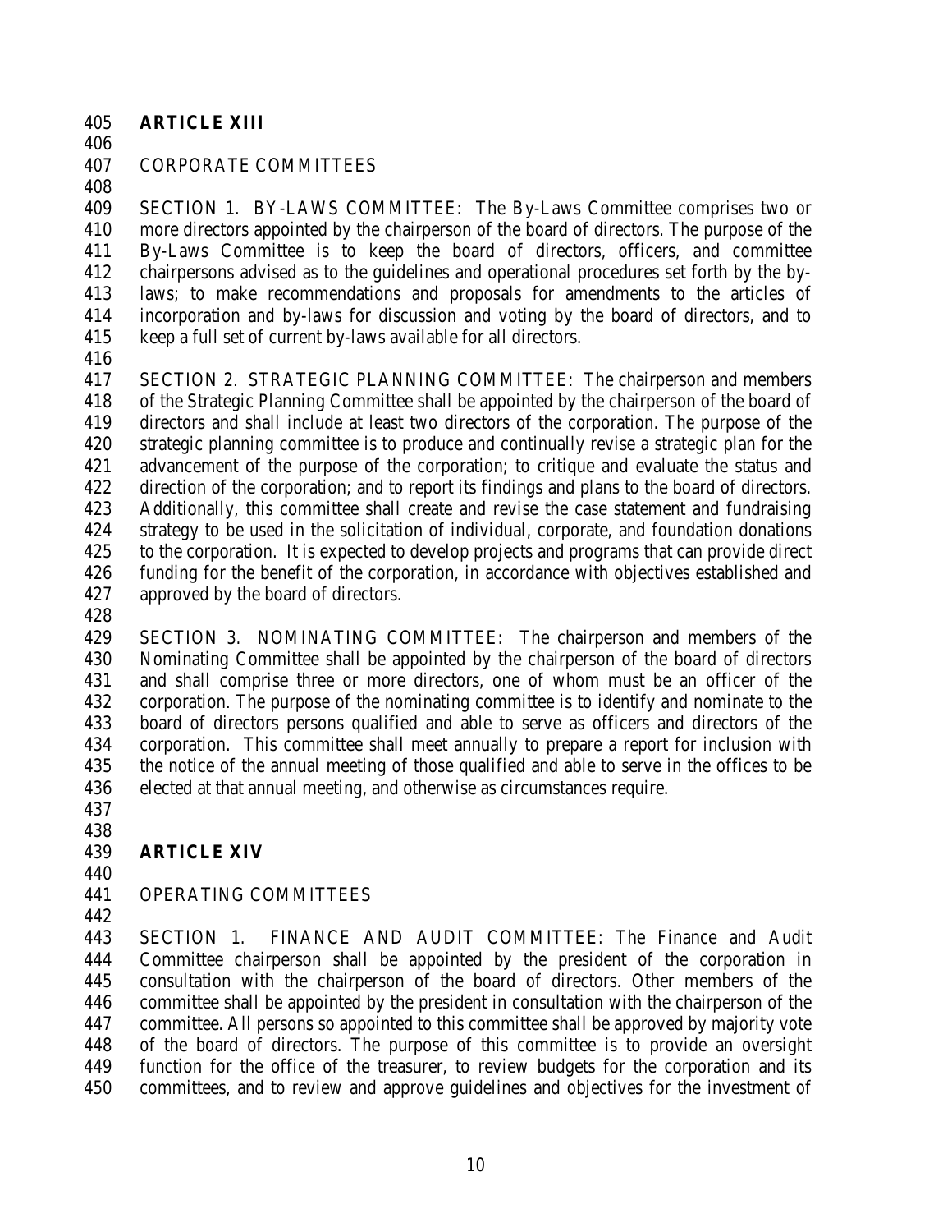## ARTICLE XIII

CORPORATE COMMITTEES

SECTION 1. BY-LAWS COMMITTEE: The By-Laws Committee comprises two or more directors appointed by the chairperson of the board of directors. The purpose of the By-Laws Committee is to keep the board of directors, officers, and committee chairpersons advised as to the guidelines and operational procedures set forth by the by-laws; to make recommendations and proposals for amendments to the articles of incorporation and by-laws for discussion and voting by the board of directors, and to keep a full set of current by-laws available for all directors.

SECTION 2. STRATEGIC PLANNING COMMITTEE: The chairperson and members of the Strategic Planning Committee shall be appointed by the chairperson of the board of directors and shall include at least two directors of the corporation. The purpose of the strategic planning committee is to produce and continually revise a strategic plan for the advancement of the purpose of the corporation; to critique and evaluate the status and direction of the corporation; and to report its findings and plans to the board of directors. Additionally, this committee shall create and revise the case statement and fundraising strategy to be used in the solicitation of individual, corporate, and foundation donations to the corporation. It is expected to develop projects and programs that can provide direct funding for the benefit of the corporation, in accordance with objectives established and approved by the board of directors.

SECTION 3. NOMINATING COMMITTEE: The chairperson and members of the Nominating Committee shall be appointed by the chairperson of the board of directors and shall comprise three or more directors, one of whom must be an officer of the corporation. The purpose of the nominating committee is to identify and nominate to the board of directors persons qualified and able to serve as officers and directors of the corporation. This committee shall meet annually to prepare a report for inclusion with the notice of the annual meeting of those qualified and able to serve in the offices to be elected at that annual meeting, and otherwise as circumstances require.

## ARTICLE XIV

OPERATING COMMITTEES

SECTION 1. FINANCE AND AUDIT COMMITTEE: The Finance and Audit Committee chairperson shall be appointed by the president of the corporation in consultation with the chairperson of the board of directors. Other members of the committee shall be appointed by the president in consultation with the chairperson of the committee. All persons so appointed to this committee shall be approved by majority vote of the board of directors. The purpose of this committee is to provide an oversight function for the office of the treasurer, to review budgets for the corporation and its committees, and to review and approve guidelines and objectives for the investment of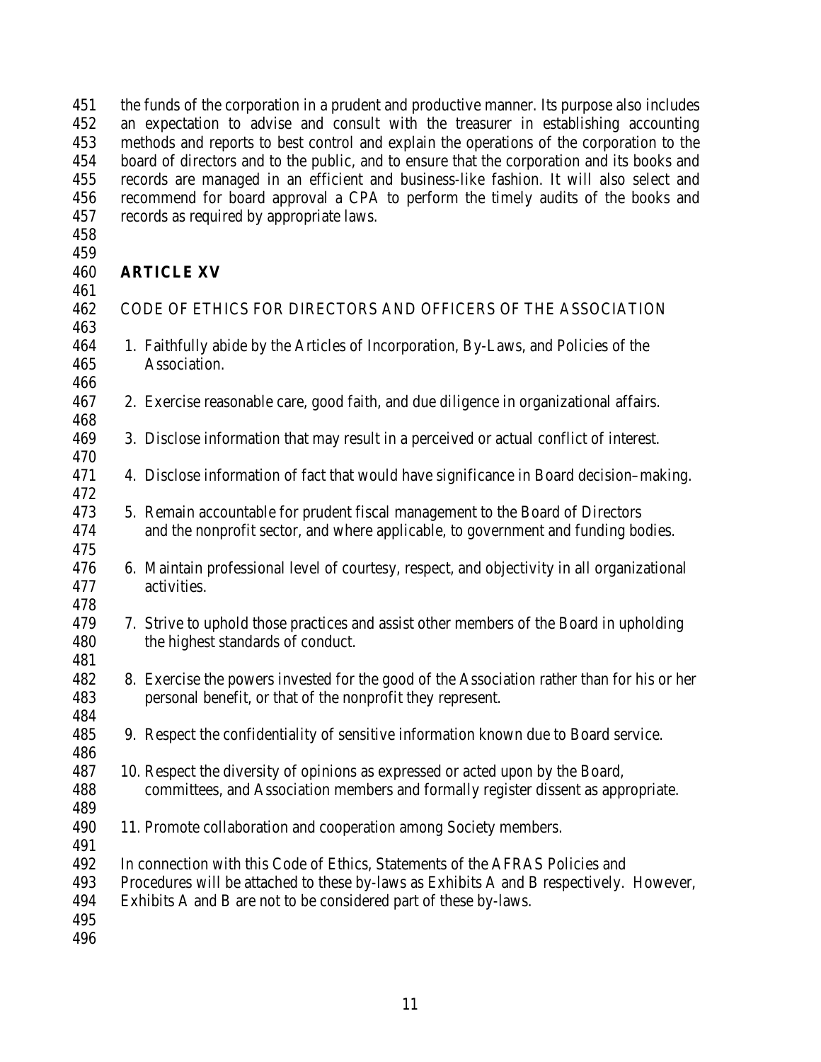the funds of the corporation in a prudent and productive manner. Its purpose also includes an expectation to advise and consult with the treasurer in establishing accounting methods and reports to best control and explain the operations of the corporation to the board of directors and to the public, and to ensure that the corporation and its books and records are managed in an efficient and business-like fashion. It will also select and recommend for board approval a CPA to perform the timely audits of the books and records as required by appropriate laws.

## ARTICLE XV

CODE OF ETHICS FOR DIRECTORS AND OFFICERS OF THE ASSOCIATION

1. Faithfully abide by the Articles of Incorporation, By-Laws, and Policies of the Association.

2. Exercise reasonable care, good faith, and due diligence in organizational affairs.

3. Disclose information that may result in a perceived or actual conflict of interest.

4. Disclose information of fact that would have significance in Board decision–making.

5. Remain accountable for prudent fiscal management to the Board of Directors and the nonprofit sector, and where applicable, to government and funding bodies.

6. Maintain professional level of courtesy, respect, and objectivity in all organizational activities.

7. Strive to uphold those practices and assist other members of the Board in upholding the highest standards of conduct.

8. Exercise the powers invested for the good of the Association rather than for his or her personal benefit, or that of the nonprofit they represent.

9. Respect the confidentiality of sensitive information known due to Board service.

10. Respect the diversity of opinions as expressed or acted upon by the Board, committees, and Association members and formally register dissent as appropriate.

11. Promote collaboration and cooperation among Society members.

In connection with this Code of Ethics, Statements of the AFRAS Policies and Procedures will be attached to these by-laws as Exhibits A and B respectively. However, Exhibits A and B are not to be considered part of these by-laws.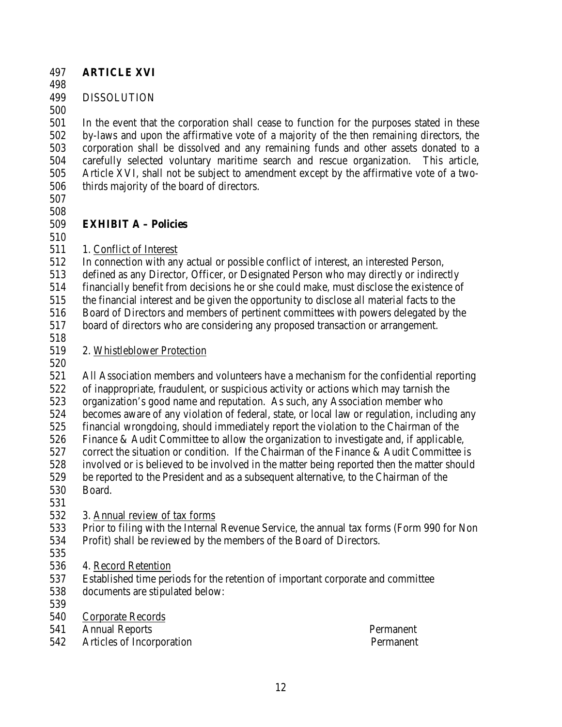**ARTICLE XVI**

DISSOLUTION

In the event that the corporation shall cease to function for the purposes stated in these by-laws and upon the affirmative vote of a majority of the then remaining directors, the corporation shall be dissolved and any remaining funds and other assets donated to a carefully selected voluntary maritime search and rescue organization. This article, Article XVI, shall not be subject to amendment except by the affirmative vote of a two-thirds majority of the board of directors.

**EXHIBIT A – Policies**

1. Conflict of Interest

In connection with any actual or possible conflict of interest, an interested Person, defined as any Director, Officer, or Designated Person who may directly or indirectly financially benefit from decisions he or she could make, must disclose the existence of the financial interest and be given the opportunity to disclose all material facts to the Board of Directors and members of pertinent committees with powers delegated by the board of directors who are considering any proposed transaction or arrangement.

2. Whistleblower Protection

All Association members and volunteers have a mechanism for the confidential reporting of inappropriate, fraudulent, or suspicious activity or actions which may tarnish the organization's good name and reputation. As such, any Association member who becomes aware of any violation of federal, state, or local law or regulation, including any financial wrongdoing, should immediately report the violation to the Chairman of the Finance & Audit Committee to allow the organization to investigate and, if applicable, correct the situation or condition. If the Chairman of the Finance & Audit Committee is involved or is believed to be involved in the matter being reported then the matter should be reported to the President and as a subsequent alternative, to the Chairman of the Board.

3. Annual review of tax forms

Prior to filing with the Internal Revenue Service, the annual tax forms (Form 990 for Non Profit) shall be reviewed by the members of the Board of Directors.

4. Record Retention

Established time periods for the retention of important corporate and committee documents are stipulated below:

| Corporate Records | |
|---|---|
| Annual Reports | Permanent |
| Articles of Incorporation | Permanent |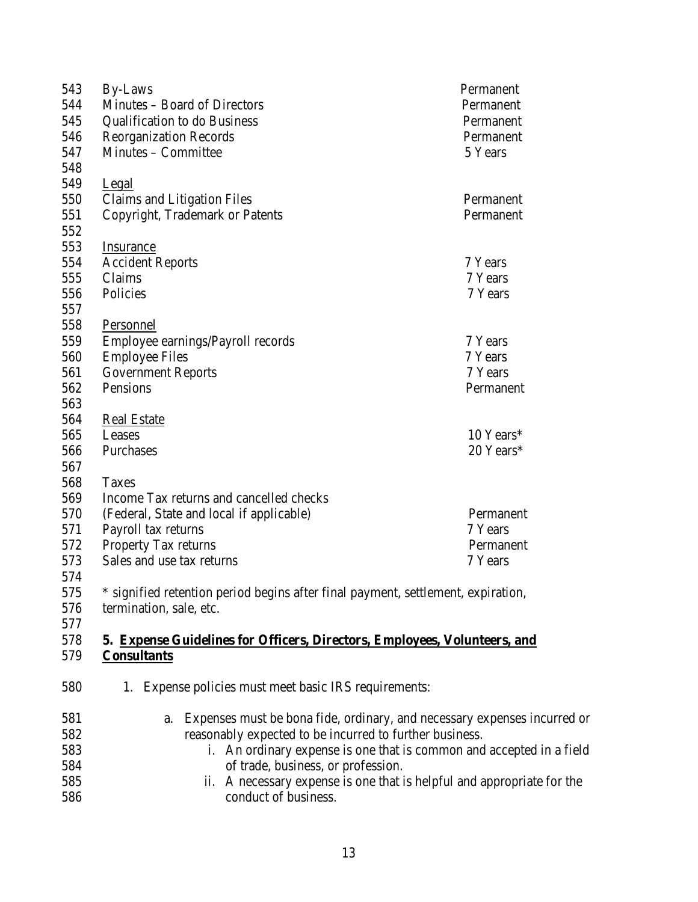| | |
|---|---|
| By-Laws | Permanent |
| Minutes – Board of Directors | Permanent |
| Qualification to do Business | Permanent |
| Reorganization Records | Permanent |
| Minutes – Committee | 5 Years |
| **Legal** | |
| Claims and Litigation Files | Permanent |
| Copyright, Trademark or Patents | Permanent |
| **Insurance** | |
| Accident Reports | 7 Years |
| Claims | 7 Years |
| Policies | 7 Years |
| **Personnel** | |
| Employee earnings/Payroll records | 7 Years |
| Employee Files | 7 Years |
| Government Reports | 7 Years |
| Pensions | Permanent |
| **Real Estate** | |
| Leases | 10 Years* |
| Purchases | 20 Years* |
| **Taxes** | |
| Income Tax returns and cancelled checks (Federal, State and local if applicable) | Permanent |
| Payroll tax returns | 7 Years |
| Property Tax returns | Permanent |
| Sales and use tax returns | 7 Years |

* signified retention period begins after final payment, settlement, expiration, termination, sale, etc.

## 5. Expense Guidelines for Officers, Directors, Employees, Volunteers, and Consultants

1. Expense policies must meet basic IRS requirements:

   a. Expenses must be bona fide, ordinary, and necessary expenses incurred or reasonably expected to be incurred to further business.

      i. An ordinary expense is one that is common and accepted in a field of trade, business, or profession.

      ii. A necessary expense is one that is helpful and appropriate for the conduct of business.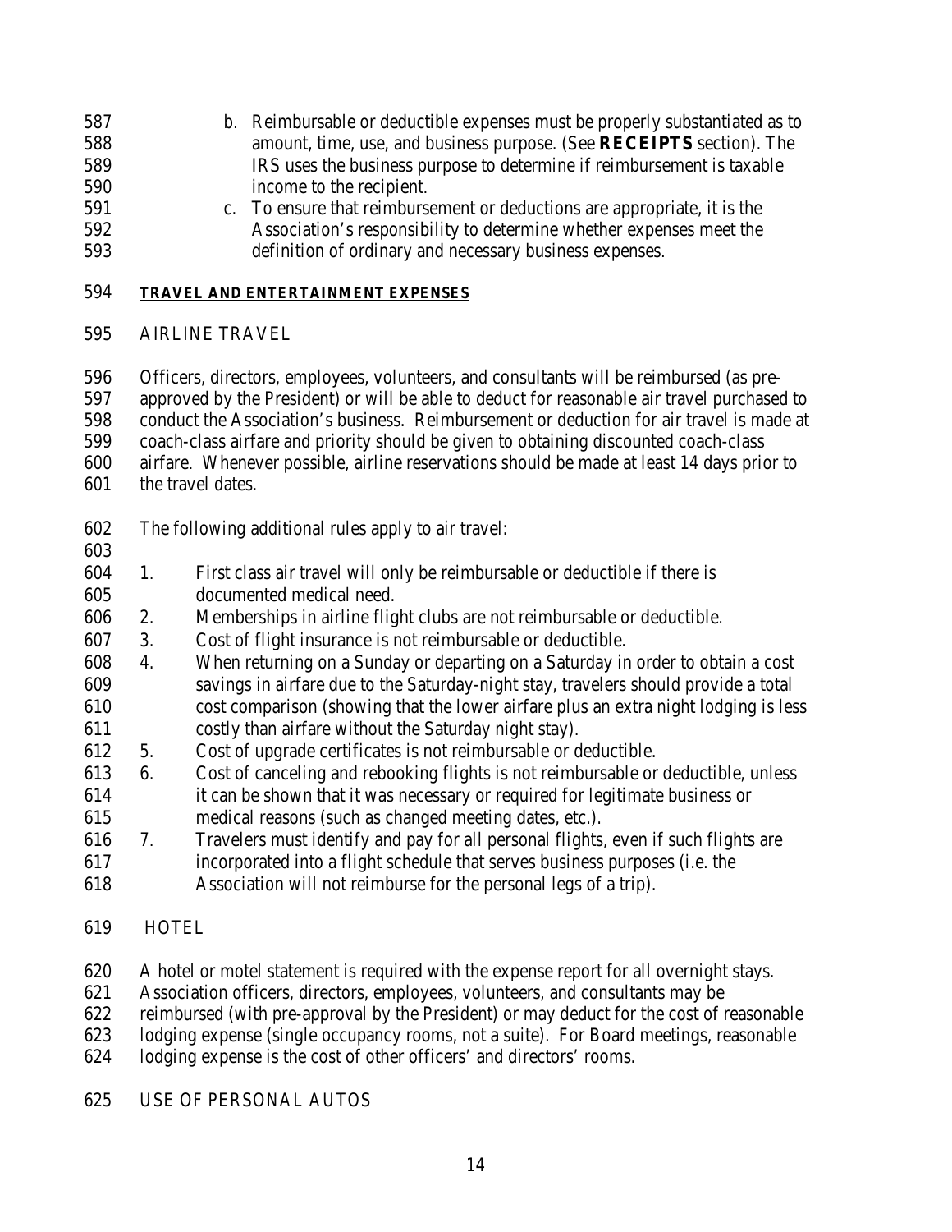b. Reimbursable or deductible expenses must be properly substantiated as to amount, time, use, and business purpose. (See **RECEIPTS** section). The IRS uses the business purpose to determine if reimbursement is taxable income to the recipient.

c. To ensure that reimbursement or deductions are appropriate, it is the Association's responsibility to determine whether expenses meet the definition of ordinary and necessary business expenses.

## TRAVEL AND ENTERTAINMENT EXPENSES

### AIRLINE TRAVEL

Officers, directors, employees, volunteers, and consultants will be reimbursed (as pre-approved by the President) or will be able to deduct for reasonable air travel purchased to conduct the Association's business. Reimbursement or deduction for air travel is made at coach-class airfare and priority should be given to obtaining discounted coach-class airfare. Whenever possible, airline reservations should be made at least 14 days prior to the travel dates.

The following additional rules apply to air travel:

1. First class air travel will only be reimbursable or deductible if there is documented medical need.
2. Memberships in airline flight clubs are not reimbursable or deductible.
3. Cost of flight insurance is not reimbursable or deductible.
4. When returning on a Sunday or departing on a Saturday in order to obtain a cost savings in airfare due to the Saturday-night stay, travelers should provide a total cost comparison (showing that the lower airfare plus an extra night lodging is less costly than airfare without the Saturday night stay).
5. Cost of upgrade certificates is not reimbursable or deductible.
6. Cost of canceling and rebooking flights is not reimbursable or deductible, unless it can be shown that it was necessary or required for legitimate business or medical reasons (such as changed meeting dates, etc.).
7. Travelers must identify and pay for all personal flights, even if such flights are incorporated into a flight schedule that serves business purposes (i.e. the Association will not reimburse for the personal legs of a trip).

### HOTEL

A hotel or motel statement is required with the expense report for all overnight stays. Association officers, directors, employees, volunteers, and consultants may be reimbursed (with pre-approval by the President) or may deduct for the cost of reasonable lodging expense (single occupancy rooms, not a suite). For Board meetings, reasonable lodging expense is the cost of other officers' and directors' rooms.

### USE OF PERSONAL AUTOS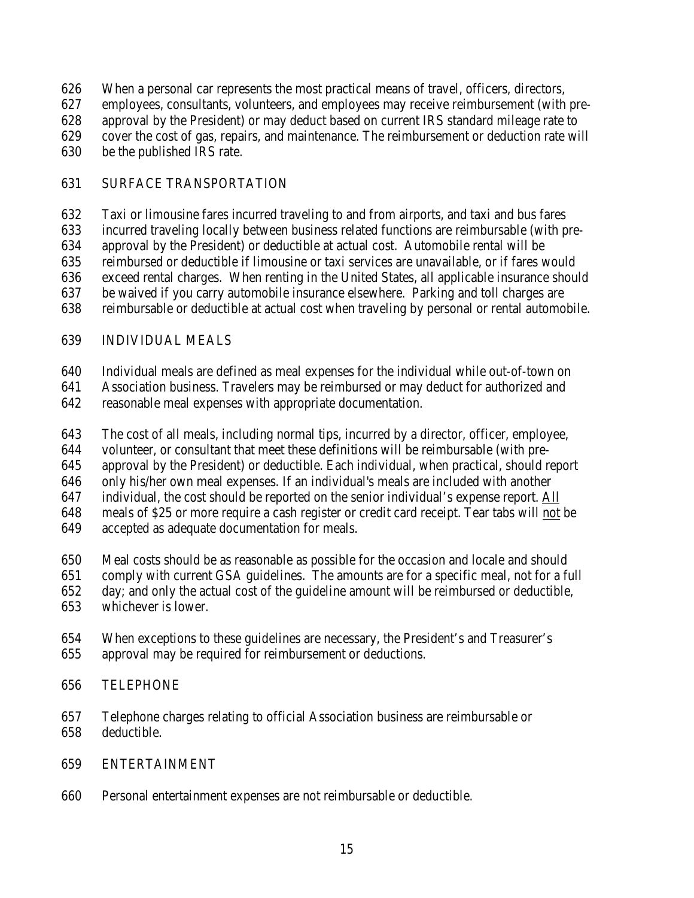When a personal car represents the most practical means of travel, officers, directors, employees, consultants, volunteers, and employees may receive reimbursement (with pre-approval by the President) or may deduct based on current IRS standard mileage rate to cover the cost of gas, repairs, and maintenance. The reimbursement or deduction rate will be the published IRS rate.

## SURFACE TRANSPORTATION

Taxi or limousine fares incurred traveling to and from airports, and taxi and bus fares incurred traveling locally between business related functions are reimbursable (with pre-approval by the President) or deductible at actual cost. Automobile rental will be reimbursed or deductible if limousine or taxi services are unavailable, or if fares would exceed rental charges. When renting in the United States, all applicable insurance should be waived if you carry automobile insurance elsewhere. Parking and toll charges are reimbursable or deductible at actual cost when traveling by personal or rental automobile.

## INDIVIDUAL MEALS

Individual meals are defined as meal expenses for the individual while out-of-town on Association business. Travelers may be reimbursed or may deduct for authorized and reasonable meal expenses with appropriate documentation.

The cost of all meals, including normal tips, incurred by a director, officer, employee, volunteer, or consultant that meet these definitions will be reimbursable (with pre-approval by the President) or deductible. Each individual, when practical, should report only his/her own meal expenses. If an individual's meals are included with another individual, the cost should be reported on the senior individual's expense report. <u>All</u> meals of $25 or more require a cash register or credit card receipt. Tear tabs will <u>not</u> be accepted as adequate documentation for meals.

Meal costs should be as reasonable as possible for the occasion and locale and should comply with current GSA guidelines. The amounts are for a specific meal, not for a full day; and only the actual cost of the guideline amount will be reimbursed or deductible, whichever is lower.

When exceptions to these guidelines are necessary, the President's and Treasurer's approval may be required for reimbursement or deductions.

## TELEPHONE

Telephone charges relating to official Association business are reimbursable or deductible.

## ENTERTAINMENT

Personal entertainment expenses are not reimbursable or deductible.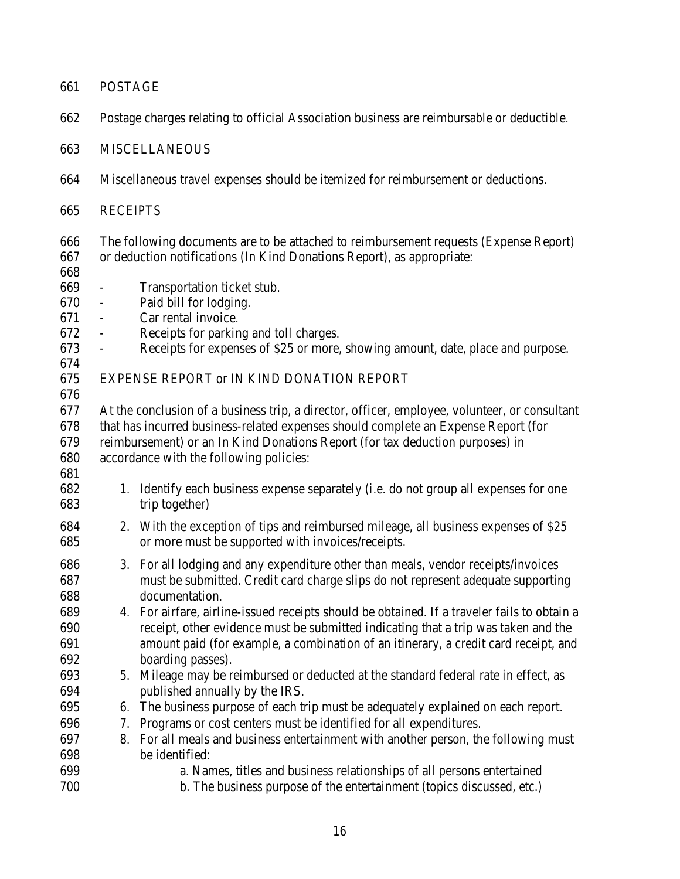## POSTAGE

Postage charges relating to official Association business are reimbursable or deductible.

## MISCELLANEOUS

Miscellaneous travel expenses should be itemized for reimbursement or deductions.

## RECEIPTS

The following documents are to be attached to reimbursement requests (Expense Report) or deduction notifications (In Kind Donations Report), as appropriate:

- Transportation ticket stub.
- Paid bill for lodging.
- Car rental invoice.
- Receipts for parking and toll charges.
- Receipts for expenses of $25 or more, showing amount, date, place and purpose.

## EXPENSE REPORT or IN KIND DONATION REPORT

At the conclusion of a business trip, a director, officer, employee, volunteer, or consultant that has incurred business-related expenses should complete an Expense Report (for reimbursement) or an In Kind Donations Report (for tax deduction purposes) in accordance with the following policies:

1. Identify each business expense separately (i.e. do not group all expenses for one trip together)
2. With the exception of tips and reimbursed mileage, all business expenses of $25 or more must be supported with invoices/receipts.
3. For all lodging and any expenditure other than meals, vendor receipts/invoices must be submitted. Credit card charge slips do <u>not</u> represent adequate supporting documentation.
4. For airfare, airline-issued receipts should be obtained. If a traveler fails to obtain a receipt, other evidence must be submitted indicating that a trip was taken and the amount paid (for example, a combination of an itinerary, a credit card receipt, and boarding passes).
5. Mileage may be reimbursed or deducted at the standard federal rate in effect, as published annually by the IRS.
6. The business purpose of each trip must be adequately explained on each report.
7. Programs or cost centers must be identified for all expenditures.
8. For all meals and business entertainment with another person, the following must be identified:
   a. Names, titles and business relationships of all persons entertained
   b. The business purpose of the entertainment (topics discussed, etc.)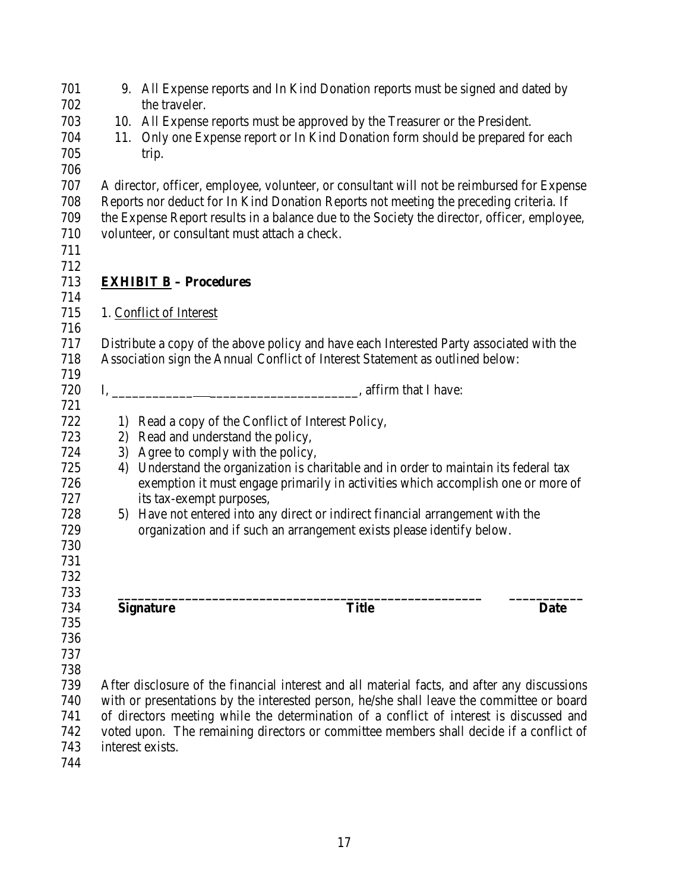9. All Expense reports and In Kind Donation reports must be signed and dated by the traveler.
10. All Expense reports must be approved by the Treasurer or the President.
11. Only one Expense report or In Kind Donation form should be prepared for each trip.

A director, officer, employee, volunteer, or consultant will not be reimbursed for Expense Reports nor deduct for In Kind Donation Reports not meeting the preceding criteria. If the Expense Report results in a balance due to the Society the director, officer, employee, volunteer, or consultant must attach a check.

## **EXHIBIT B – Procedures**

1. Conflict of Interest

Distribute a copy of the above policy and have each Interested Party associated with the Association sign the Annual Conflict of Interest Statement as outlined below:

I, ___________________________________, affirm that I have:

1) Read a copy of the Conflict of Interest Policy,
2) Read and understand the policy,
3) Agree to comply with the policy,
4) Understand the organization is charitable and in order to maintain its federal tax exemption it must engage primarily in activities which accomplish one or more of its tax-exempt purposes,
5) Have not entered into any direct or indirect financial arrangement with the organization and if such an arrangement exists please identify below.

________________________________________________________ ___________

**Signature** **Title** **Date**

After disclosure of the financial interest and all material facts, and after any discussions with or presentations by the interested person, he/she shall leave the committee or board of directors meeting while the determination of a conflict of interest is discussed and voted upon. The remaining directors or committee members shall decide if a conflict of interest exists.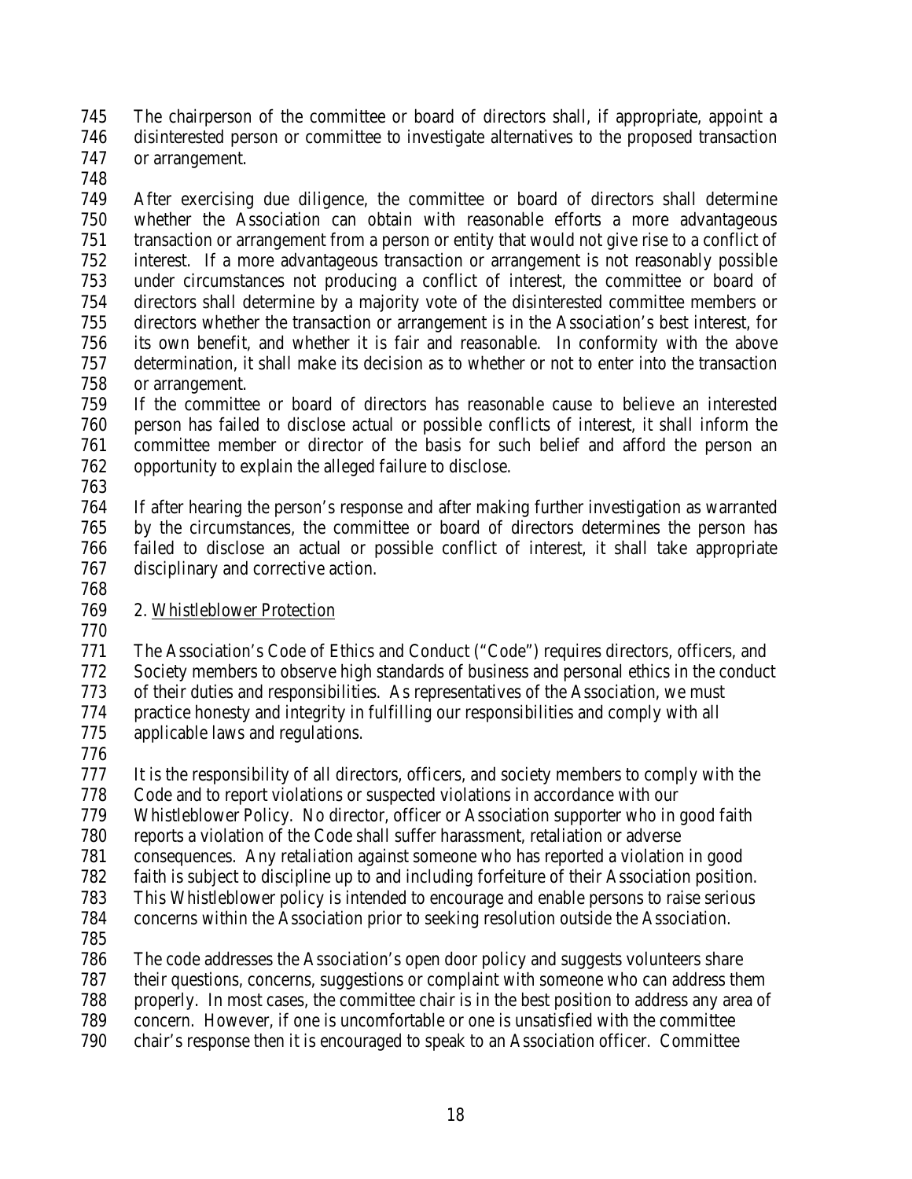The chairperson of the committee or board of directors shall, if appropriate, appoint a disinterested person or committee to investigate alternatives to the proposed transaction or arrangement.

After exercising due diligence, the committee or board of directors shall determine whether the Association can obtain with reasonable efforts a more advantageous transaction or arrangement from a person or entity that would not give rise to a conflict of interest. If a more advantageous transaction or arrangement is not reasonably possible under circumstances not producing a conflict of interest, the committee or board of directors shall determine by a majority vote of the disinterested committee members or directors whether the transaction or arrangement is in the Association's best interest, for its own benefit, and whether it is fair and reasonable. In conformity with the above determination, it shall make its decision as to whether or not to enter into the transaction or arrangement.

If the committee or board of directors has reasonable cause to believe an interested person has failed to disclose actual or possible conflicts of interest, it shall inform the committee member or director of the basis for such belief and afford the person an opportunity to explain the alleged failure to disclose.

If after hearing the person's response and after making further investigation as warranted by the circumstances, the committee or board of directors determines the person has failed to disclose an actual or possible conflict of interest, it shall take appropriate disciplinary and corrective action.

2. <u>Whistleblower Protection</u>

The Association's Code of Ethics and Conduct ("Code") requires directors, officers, and Society members to observe high standards of business and personal ethics in the conduct of their duties and responsibilities. As representatives of the Association, we must practice honesty and integrity in fulfilling our responsibilities and comply with all applicable laws and regulations.

It is the responsibility of all directors, officers, and society members to comply with the Code and to report violations or suspected violations in accordance with our Whistleblower Policy. No director, officer or Association supporter who in good faith reports a violation of the Code shall suffer harassment, retaliation or adverse consequences. Any retaliation against someone who has reported a violation in good faith is subject to discipline up to and including forfeiture of their Association position. This Whistleblower policy is intended to encourage and enable persons to raise serious concerns within the Association prior to seeking resolution outside the Association.

The code addresses the Association's open door policy and suggests volunteers share their questions, concerns, suggestions or complaint with someone who can address them properly. In most cases, the committee chair is in the best position to address any area of concern. However, if one is uncomfortable or one is unsatisfied with the committee chair's response then it is encouraged to speak to an Association officer. Committee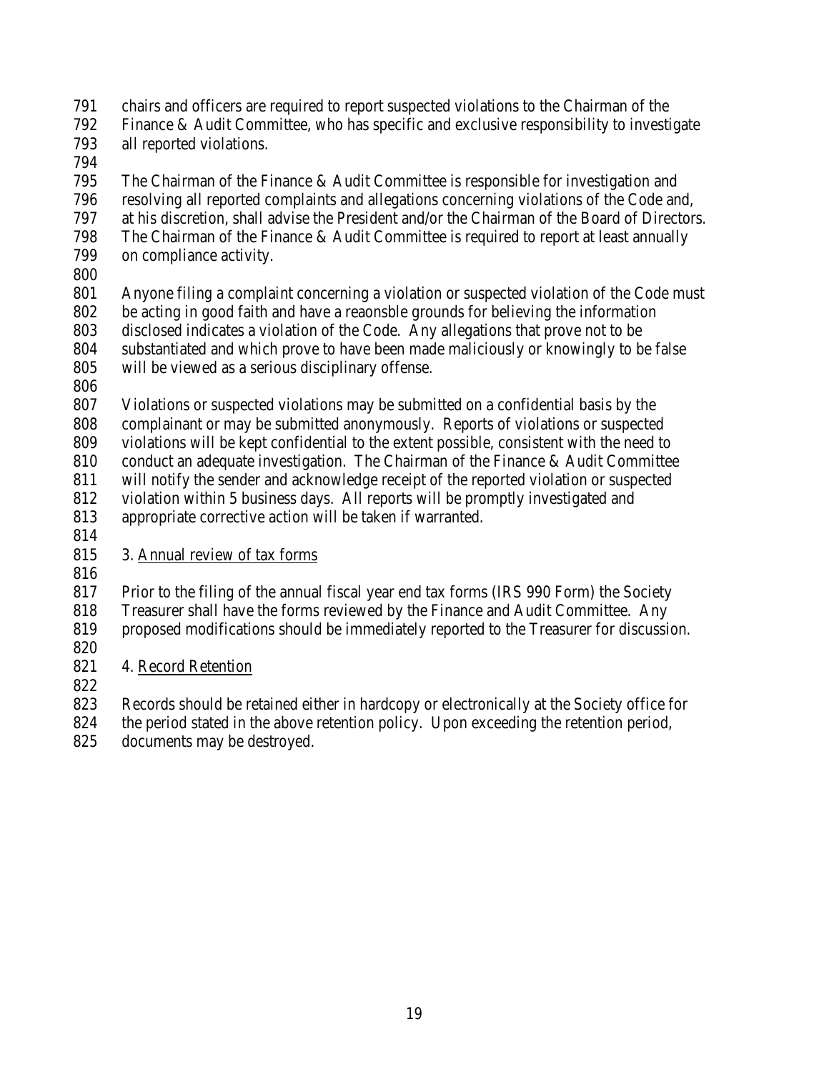chairs and officers are required to report suspected violations to the Chairman of the Finance & Audit Committee, who has specific and exclusive responsibility to investigate all reported violations.

The Chairman of the Finance & Audit Committee is responsible for investigation and resolving all reported complaints and allegations concerning violations of the Code and, at his discretion, shall advise the President and/or the Chairman of the Board of Directors. The Chairman of the Finance & Audit Committee is required to report at least annually on compliance activity.

Anyone filing a complaint concerning a violation or suspected violation of the Code must be acting in good faith and have a reaonsble grounds for believing the information disclosed indicates a violation of the Code. Any allegations that prove not to be substantiated and which prove to have been made maliciously or knowingly to be false will be viewed as a serious disciplinary offense.

Violations or suspected violations may be submitted on a confidential basis by the complainant or may be submitted anonymously. Reports of violations or suspected violations will be kept confidential to the extent possible, consistent with the need to conduct an adequate investigation. The Chairman of the Finance & Audit Committee will notify the sender and acknowledge receipt of the reported violation or suspected violation within 5 business days. All reports will be promptly investigated and appropriate corrective action will be taken if warranted.

3. Annual review of tax forms

Prior to the filing of the annual fiscal year end tax forms (IRS 990 Form) the Society Treasurer shall have the forms reviewed by the Finance and Audit Committee. Any proposed modifications should be immediately reported to the Treasurer for discussion.

4. Record Retention

Records should be retained either in hardcopy or electronically at the Society office for the period stated in the above retention policy. Upon exceeding the retention period, documents may be destroyed.